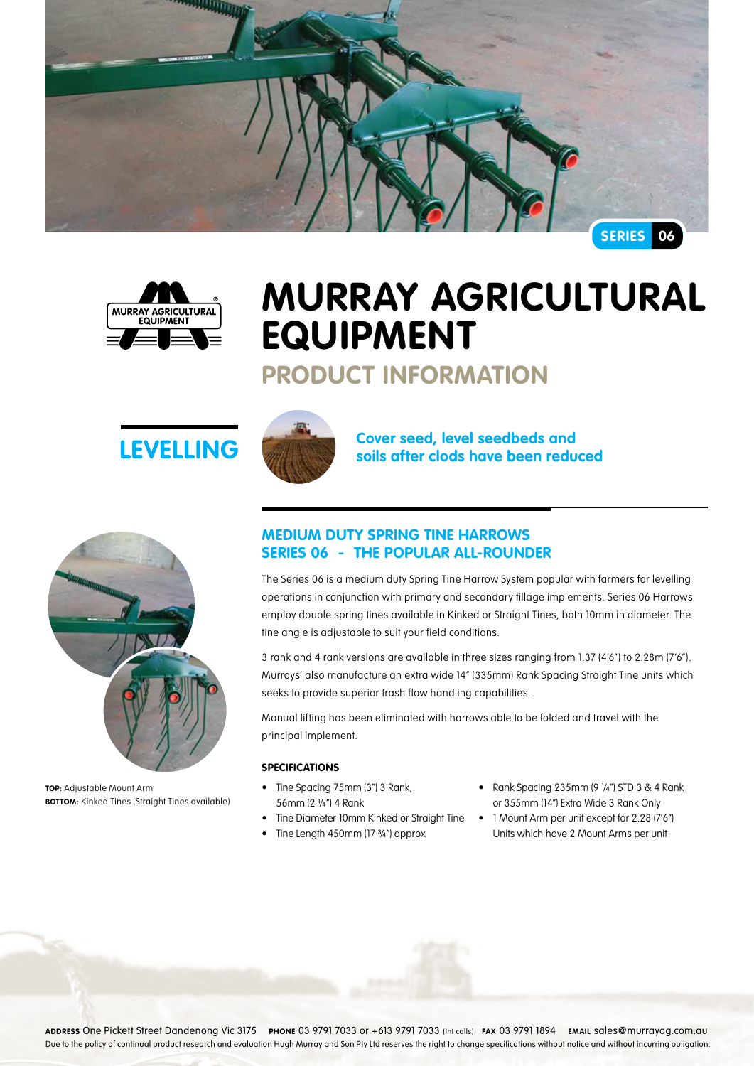SERIES 06

# MURRAY AGRICULTURAL EQUIPMENT

## PRODUCT INFORMATION

## LEVELLING

**Cover seed, level seedbeds and soils after clods have been reduced**

### MEDIUM DUTY SPRING TINE HARROWS
### SERIES 06 - THE POPULAR ALL-ROUNDER

The Series 06 is a medium duty Spring Tine Harrow System popular with farmers for levelling operations in conjunction with primary and secondary tillage implements. Series 06 Harrows employ double spring tines available in Kinked or Straight Tines, both 10mm in diameter. The tine angle is adjustable to suit your field conditions.

3 rank and 4 rank versions are available in three sizes ranging from 1.37 (4'6") to 2.28m (7'6"). Murrays' also manufacture an extra wide 14" (335mm) Rank Spacing Straight Tine units which seeks to provide superior trash flow handling capabilities.

Manual lifting has been eliminated with harrows able to be folded and travel with the principal implement.

**SPECIFICATIONS**

- Tine Spacing 75mm (3") 3 Rank, 56mm (2 ¼") 4 Rank
- Tine Diameter 10mm Kinked or Straight Tine
- Tine Length 450mm (17 ¾") approx
- Rank Spacing 235mm (9 ¼") STD 3 & 4 Rank or 355mm (14") Extra Wide 3 Rank Only
- 1 Mount Arm per unit except for 2.28 (7'6") Units which have 2 Mount Arms per unit

**TOP:** Adjustable Mount Arm
**BOTTOM:** Kinked Tines (Straight Tines available)

**ADDRESS** One Pickett Street Dandenong Vic 3175 **PHONE** 03 9791 7033 or +613 9791 7033 (Int calls) **FAX** 03 9791 1894 **EMAIL** sales@murrayag.com.au

Due to the policy of continual product research and evaluation Hugh Murray and Son Pty Ltd reserves the right to change specifications without notice and without incurring obligation.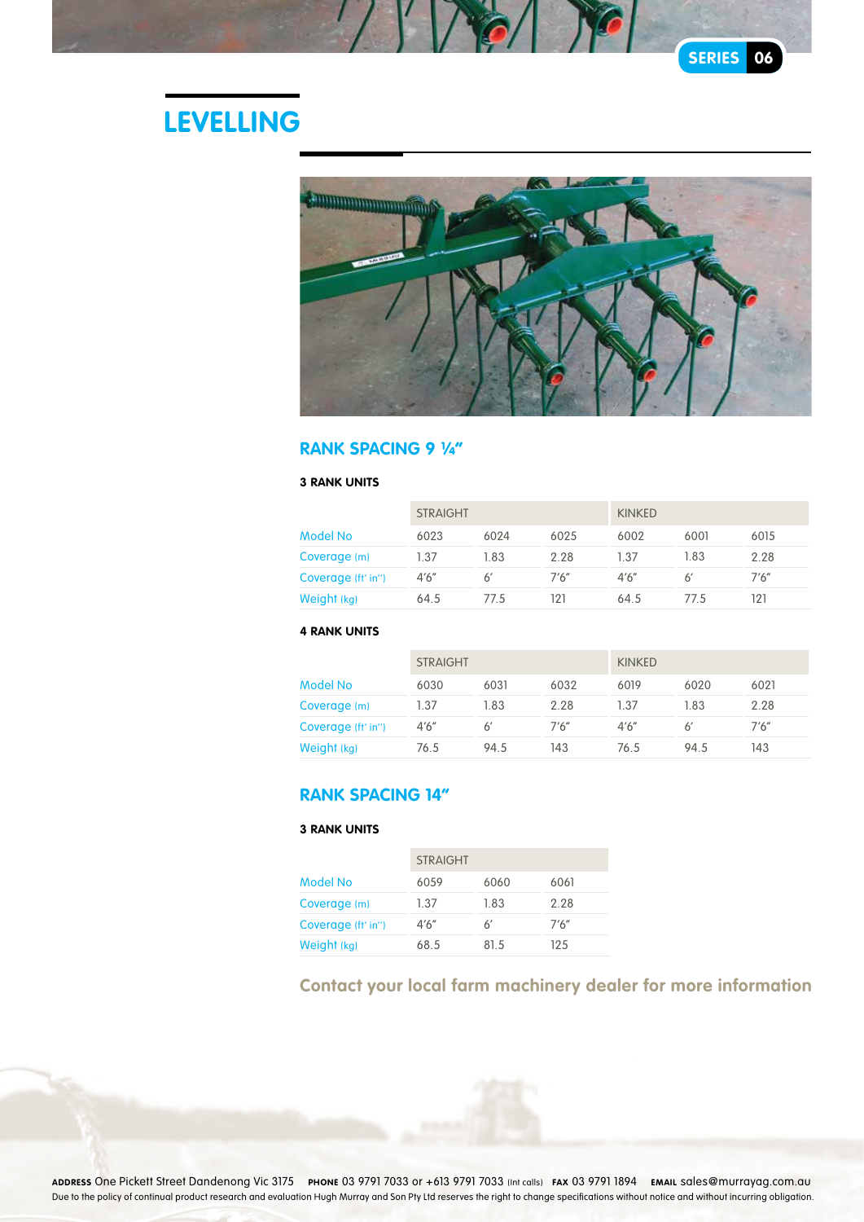SERIES 06

# LEVELLING

## RANK SPACING 9 ¼"

### 3 RANK UNITS

| | STRAIGHT | | | KINKED | | |
|---|---|---|---|---|---|---|
| Model No | 6023 | 6024 | 6025 | 6002 | 6001 | 6015 |
| Coverage (m) | 1.37 | 1.83 | 2.28 | 1.37 | 1.83 | 2.28 |
| Coverage (ft' in") | 4'6" | 6' | 7'6" | 4'6" | 6' | 7'6" |
| Weight (kg) | 64.5 | 77.5 | 121 | 64.5 | 77.5 | 121 |

### 4 RANK UNITS

| | STRAIGHT | | | KINKED | | |
|---|---|---|---|---|---|---|
| Model No | 6030 | 6031 | 6032 | 6019 | 6020 | 6021 |
| Coverage (m) | 1.37 | 1.83 | 2.28 | 1.37 | 1.83 | 2.28 |
| Coverage (ft' in") | 4'6" | 6' | 7'6" | 4'6" | 6' | 7'6" |
| Weight (kg) | 76.5 | 94.5 | 143 | 76.5 | 94.5 | 143 |

## RANK SPACING 14"

### 3 RANK UNITS

| | STRAIGHT | | |
|---|---|---|---|
| Model No | 6059 | 6060 | 6061 |
| Coverage (m) | 1.37 | 1.83 | 2.28 |
| Coverage (ft' in") | 4'6" | 6' | 7'6" |
| Weight (kg) | 68.5 | 81.5 | 125 |

**Contact your local farm machinery dealer for more information**

**ADDRESS** One Pickett Street Dandenong Vic 3175 **PHONE** 03 9791 7033 or +613 9791 7033 (Int calls) **FAX** 03 9791 1894 **EMAIL** sales@murrayag.com.au
Due to the policy of continual product research and evaluation Hugh Murray and Son Pty Ltd reserves the right to change specifications without notice and without incurring obligation.